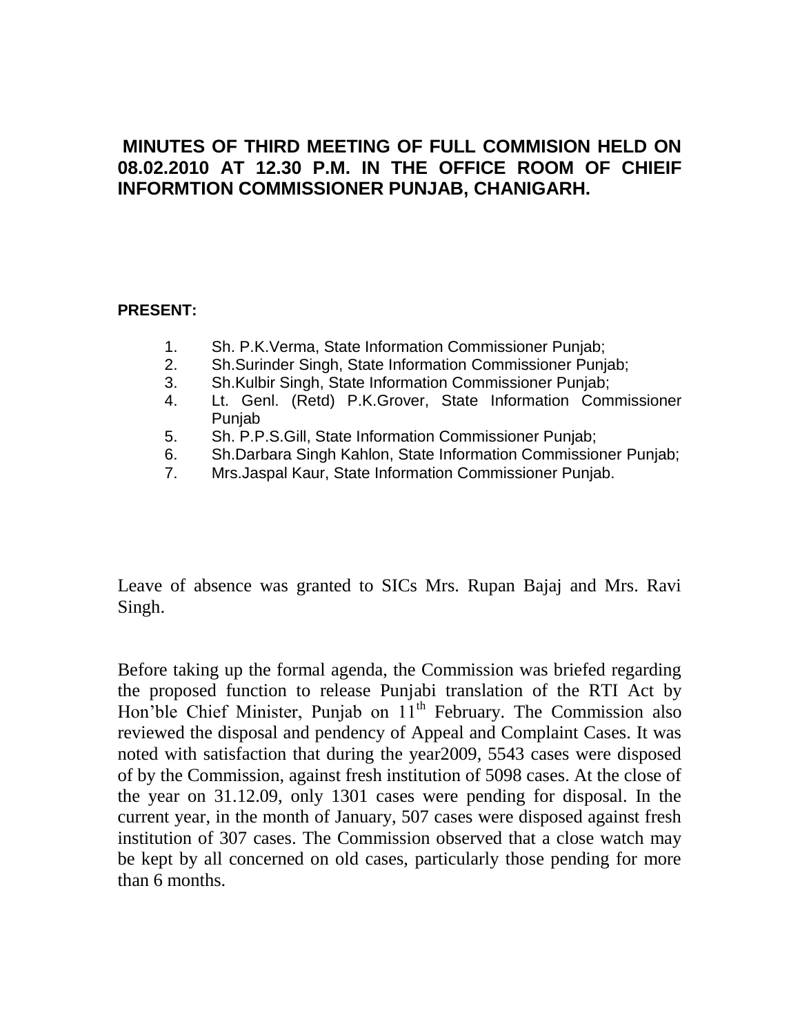## MINUTES OF THIRD MEETING OF FULL COMMISION HELD ON 08.02.2010 AT 12.30 P.M. IN THE OFFICE ROOM OF CHIEIF INFORMTION COMMISSIONER PUNJAB, CHANIGARH.

**PRESENT:**

1. Sh. P.K.Verma, State Information Commissioner Punjab;
2. Sh.Surinder Singh, State Information Commissioner Punjab;
3. Sh.Kulbir Singh, State Information Commissioner Punjab;
4. Lt. Genl. (Retd) P.K.Grover, State Information Commissioner Punjab
5. Sh. P.P.S.Gill, State Information Commissioner Punjab;
6. Sh.Darbara Singh Kahlon, State Information Commissioner Punjab;
7. Mrs.Jaspal Kaur, State Information Commissioner Punjab.

Leave of absence was granted to SICs Mrs. Rupan Bajaj and Mrs. Ravi Singh.

Before taking up the formal agenda, the Commission was briefed regarding the proposed function to release Punjabi translation of the RTI Act by Hon'ble Chief Minister, Punjab on 11th February. The Commission also reviewed the disposal and pendency of Appeal and Complaint Cases. It was noted with satisfaction that during the year2009, 5543 cases were disposed of by the Commission, against fresh institution of 5098 cases. At the close of the year on 31.12.09, only 1301 cases were pending for disposal. In the current year, in the month of January, 507 cases were disposed against fresh institution of 307 cases. The Commission observed that a close watch may be kept by all concerned on old cases, particularly those pending for more than 6 months.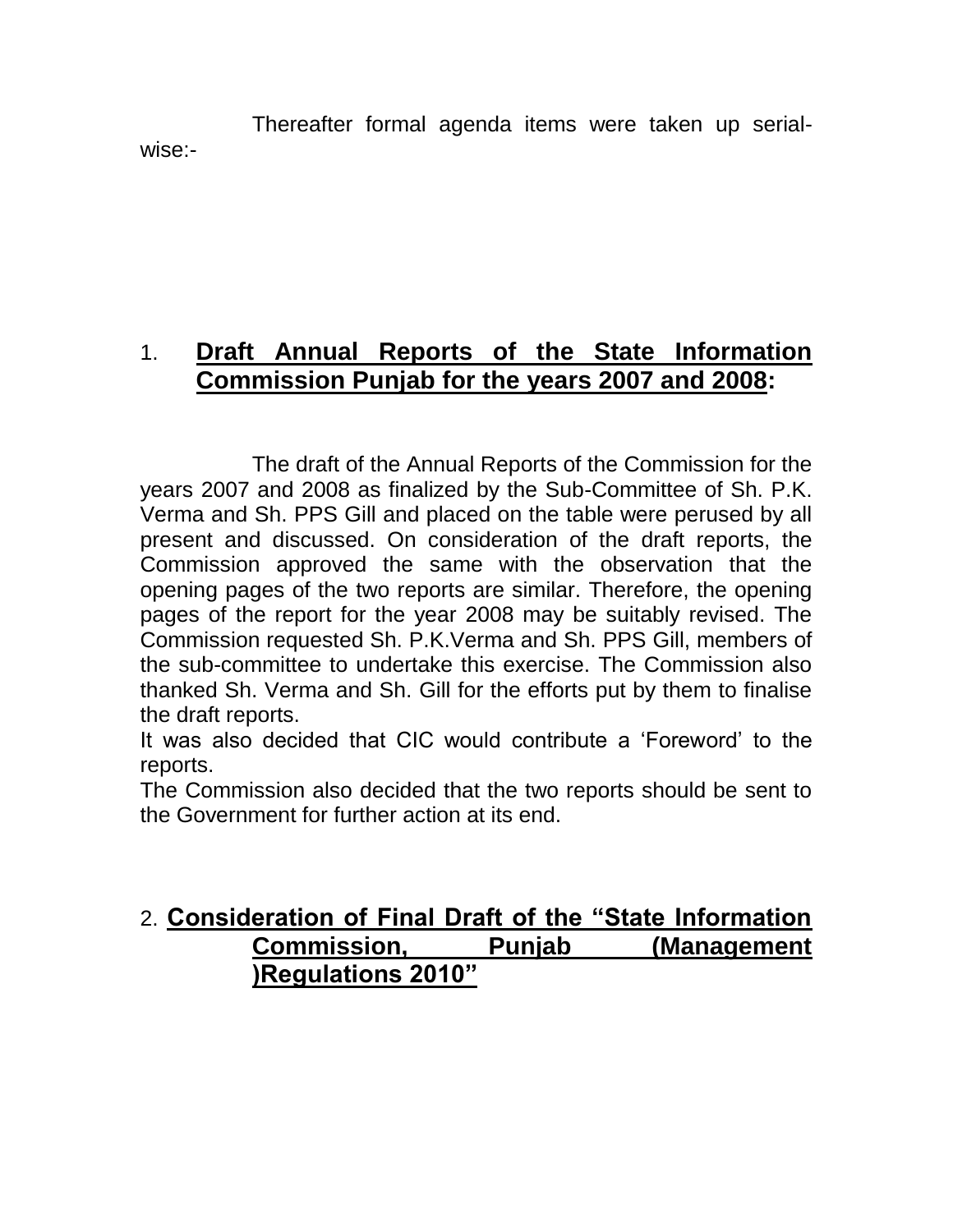Thereafter formal agenda items were taken up serial-wise:-

## 1. **Draft Annual Reports of the State Information Commission Punjab for the years 2007 and 2008:**

The draft of the Annual Reports of the Commission for the years 2007 and 2008 as finalized by the Sub-Committee of Sh. P.K. Verma and Sh. PPS Gill and placed on the table were perused by all present and discussed. On consideration of the draft reports, the Commission approved the same with the observation that the opening pages of the two reports are similar. Therefore, the opening pages of the report for the year 2008 may be suitably revised. The Commission requested Sh. P.K.Verma and Sh. PPS Gill, members of the sub-committee to undertake this exercise. The Commission also thanked Sh. Verma and Sh. Gill for the efforts put by them to finalise the draft reports.

It was also decided that CIC would contribute a 'Foreword' to the reports.

The Commission also decided that the two reports should be sent to the Government for further action at its end.

## 2. **Consideration of Final Draft of the "State Information Commission, Punjab (Management )Regulations 2010"**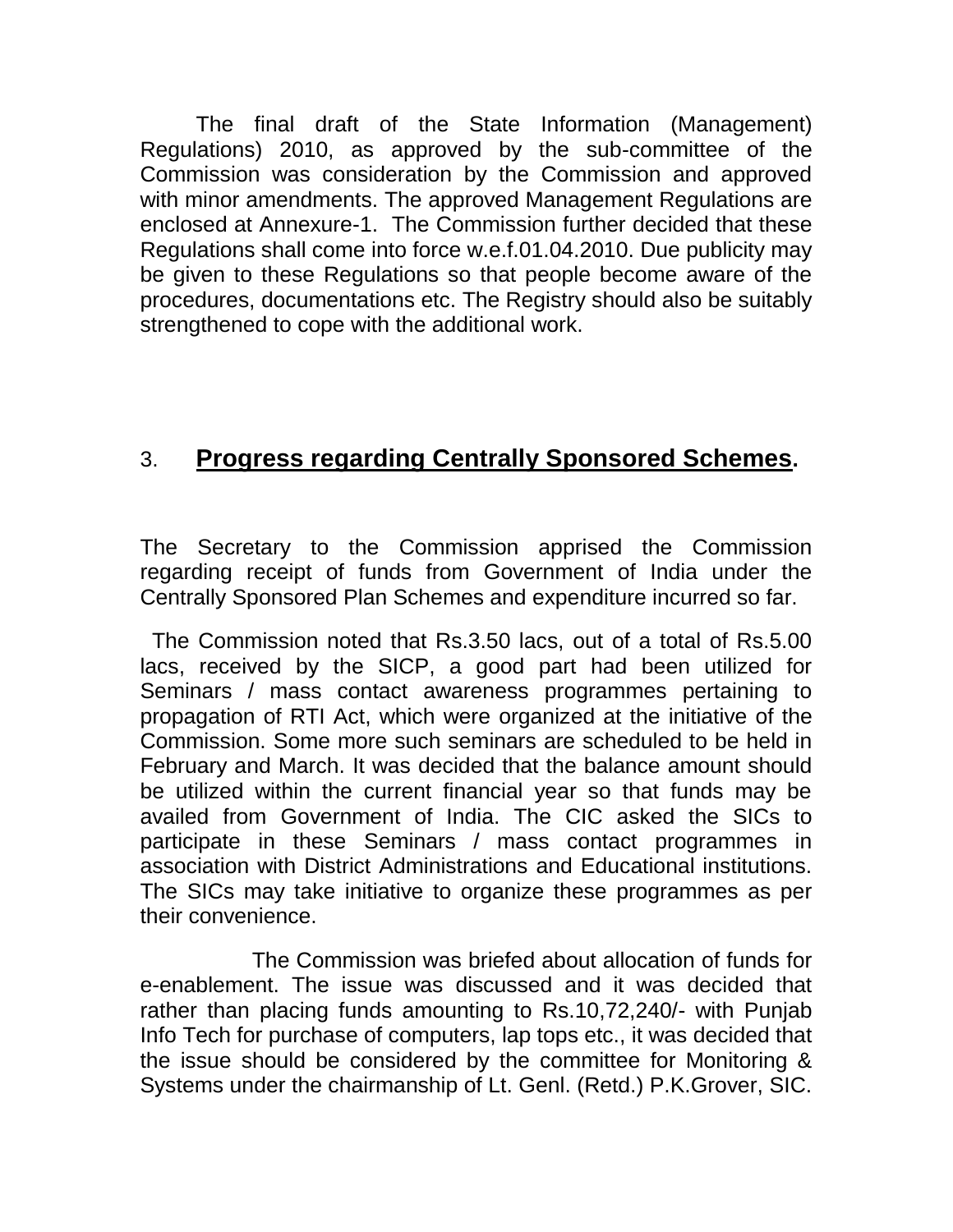The final draft of the State Information (Management) Regulations) 2010, as approved by the sub-committee of the Commission was consideration by the Commission and approved with minor amendments. The approved Management Regulations are enclosed at Annexure-1. The Commission further decided that these Regulations shall come into force w.e.f.01.04.2010. Due publicity may be given to these Regulations so that people become aware of the procedures, documentations etc. The Registry should also be suitably strengthened to cope with the additional work.

## 3. **Progress regarding Centrally Sponsored Schemes.**

The Secretary to the Commission apprised the Commission regarding receipt of funds from Government of India under the Centrally Sponsored Plan Schemes and expenditure incurred so far.

The Commission noted that Rs.3.50 lacs, out of a total of Rs.5.00 lacs, received by the SICP, a good part had been utilized for Seminars / mass contact awareness programmes pertaining to propagation of RTI Act, which were organized at the initiative of the Commission. Some more such seminars are scheduled to be held in February and March. It was decided that the balance amount should be utilized within the current financial year so that funds may be availed from Government of India. The CIC asked the SICs to participate in these Seminars / mass contact programmes in association with District Administrations and Educational institutions. The SICs may take initiative to organize these programmes as per their convenience.

The Commission was briefed about allocation of funds for e-enablement. The issue was discussed and it was decided that rather than placing funds amounting to Rs.10,72,240/- with Punjab Info Tech for purchase of computers, lap tops etc., it was decided that the issue should be considered by the committee for Monitoring & Systems under the chairmanship of Lt. Genl. (Retd.) P.K.Grover, SIC.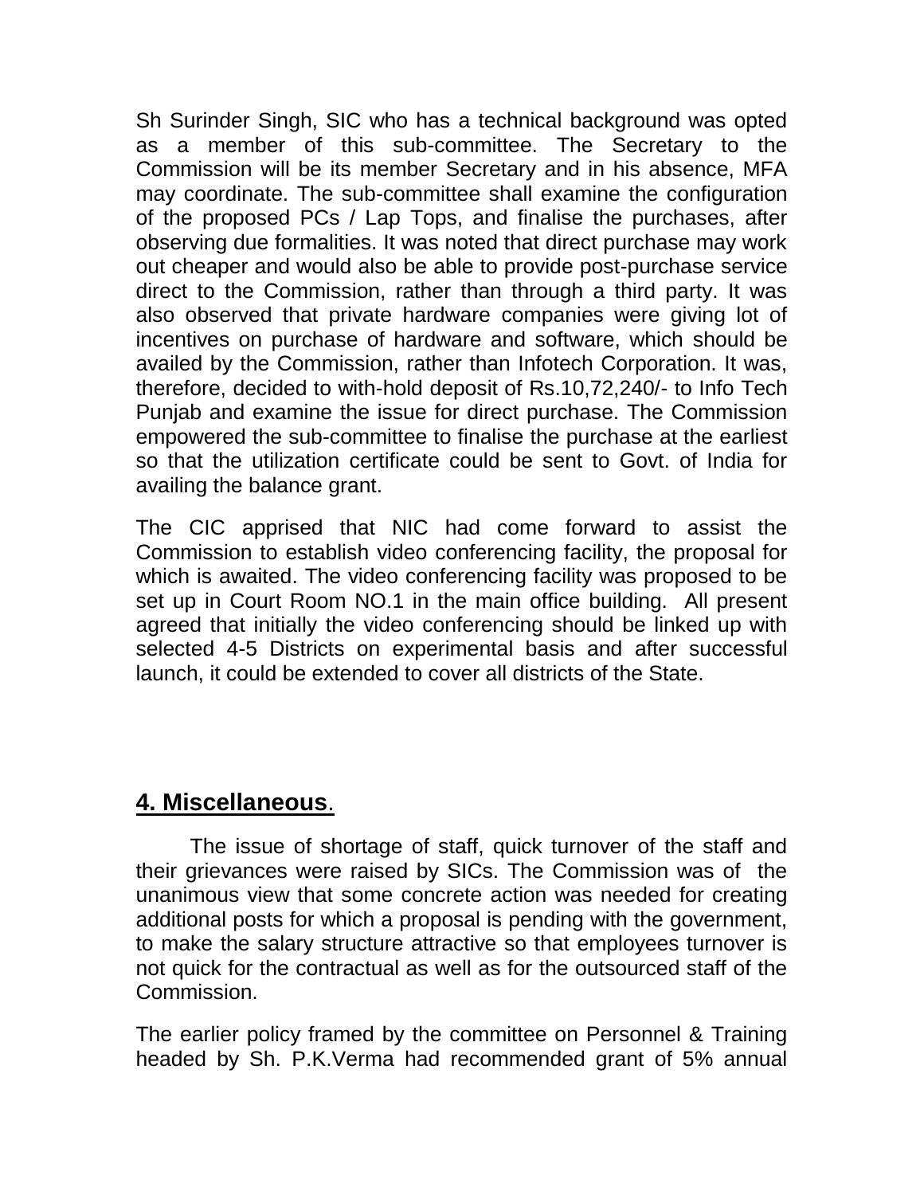Sh Surinder Singh, SIC who has a technical background was opted as a member of this sub-committee. The Secretary to the Commission will be its member Secretary and in his absence, MFA may coordinate. The sub-committee shall examine the configuration of the proposed PCs / Lap Tops, and finalise the purchases, after observing due formalities. It was noted that direct purchase may work out cheaper and would also be able to provide post-purchase service direct to the Commission, rather than through a third party. It was also observed that private hardware companies were giving lot of incentives on purchase of hardware and software, which should be availed by the Commission, rather than Infotech Corporation. It was, therefore, decided to with-hold deposit of Rs.10,72,240/- to Info Tech Punjab and examine the issue for direct purchase. The Commission empowered the sub-committee to finalise the purchase at the earliest so that the utilization certificate could be sent to Govt. of India for availing the balance grant.

The CIC apprised that NIC had come forward to assist the Commission to establish video conferencing facility, the proposal for which is awaited. The video conferencing facility was proposed to be set up in Court Room NO.1 in the main office building. All present agreed that initially the video conferencing should be linked up with selected 4-5 Districts on experimental basis and after successful launch, it could be extended to cover all districts of the State.

## 4. Miscellaneous.

The issue of shortage of staff, quick turnover of the staff and their grievances were raised by SICs. The Commission was of the unanimous view that some concrete action was needed for creating additional posts for which a proposal is pending with the government, to make the salary structure attractive so that employees turnover is not quick for the contractual as well as for the outsourced staff of the Commission.

The earlier policy framed by the committee on Personnel & Training headed by Sh. P.K.Verma had recommended grant of 5% annual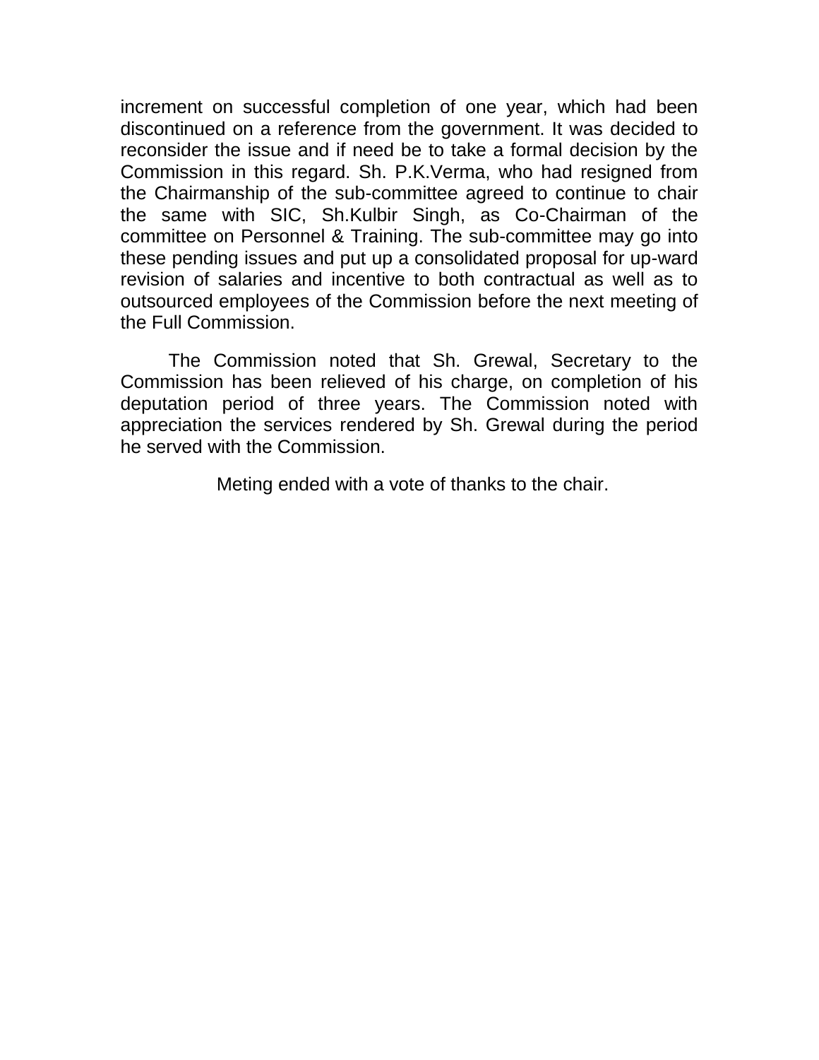increment on successful completion of one year, which had been discontinued on a reference from the government. It was decided to reconsider the issue and if need be to take a formal decision by the Commission in this regard. Sh. P.K.Verma, who had resigned from the Chairmanship of the sub-committee agreed to continue to chair the same with SIC, Sh.Kulbir Singh, as Co-Chairman of the committee on Personnel & Training. The sub-committee may go into these pending issues and put up a consolidated proposal for up-ward revision of salaries and incentive to both contractual as well as to outsourced employees of the Commission before the next meeting of the Full Commission.

The Commission noted that Sh. Grewal, Secretary to the Commission has been relieved of his charge, on completion of his deputation period of three years. The Commission noted with appreciation the services rendered by Sh. Grewal during the period he served with the Commission.

Meting ended with a vote of thanks to the chair.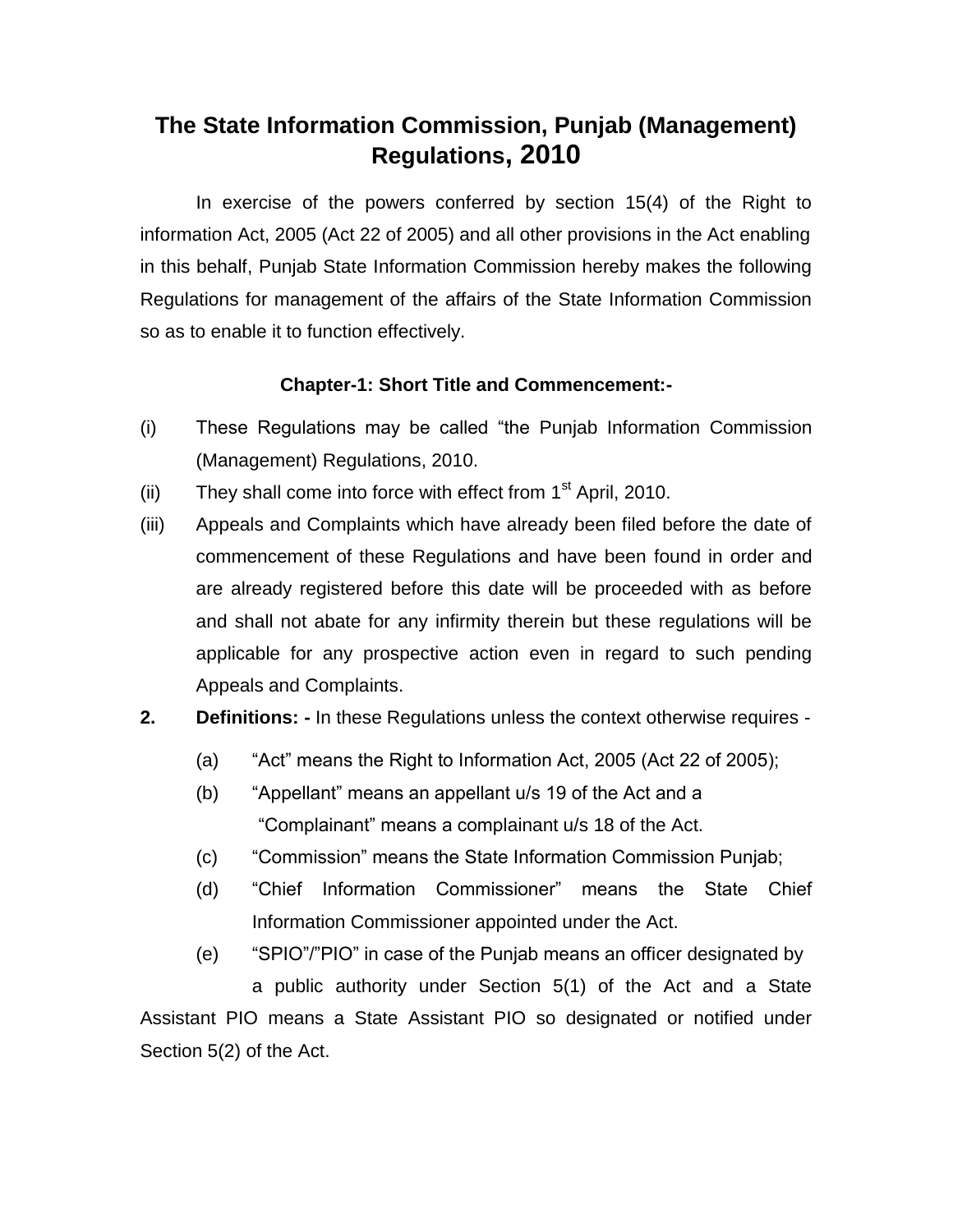# The State Information Commission, Punjab (Management) Regulations, 2010

In exercise of the powers conferred by section 15(4) of the Right to information Act, 2005 (Act 22 of 2005) and all other provisions in the Act enabling in this behalf, Punjab State Information Commission hereby makes the following Regulations for management of the affairs of the State Information Commission so as to enable it to function effectively.

### Chapter-1: Short Title and Commencement:-

(i) These Regulations may be called "the Punjab Information Commission (Management) Regulations, 2010.

(ii) They shall come into force with effect from 1st April, 2010.

(iii) Appeals and Complaints which have already been filed before the date of commencement of these Regulations and have been found in order and are already registered before this date will be proceeded with as before and shall not abate for any infirmity therein but these regulations will be applicable for any prospective action even in regard to such pending Appeals and Complaints.

**2. Definitions: -** In these Regulations unless the context otherwise requires -

(a) "Act" means the Right to Information Act, 2005 (Act 22 of 2005);

(b) "Appellant" means an appellant u/s 19 of the Act and a "Complainant" means a complainant u/s 18 of the Act.

(c) "Commission" means the State Information Commission Punjab;

(d) "Chief Information Commissioner" means the State Chief Information Commissioner appointed under the Act.

(e) "SPIO"/"PIO" in case of the Punjab means an officer designated by a public authority under Section 5(1) of the Act and a State Assistant PIO means a State Assistant PIO so designated or notified under Section 5(2) of the Act.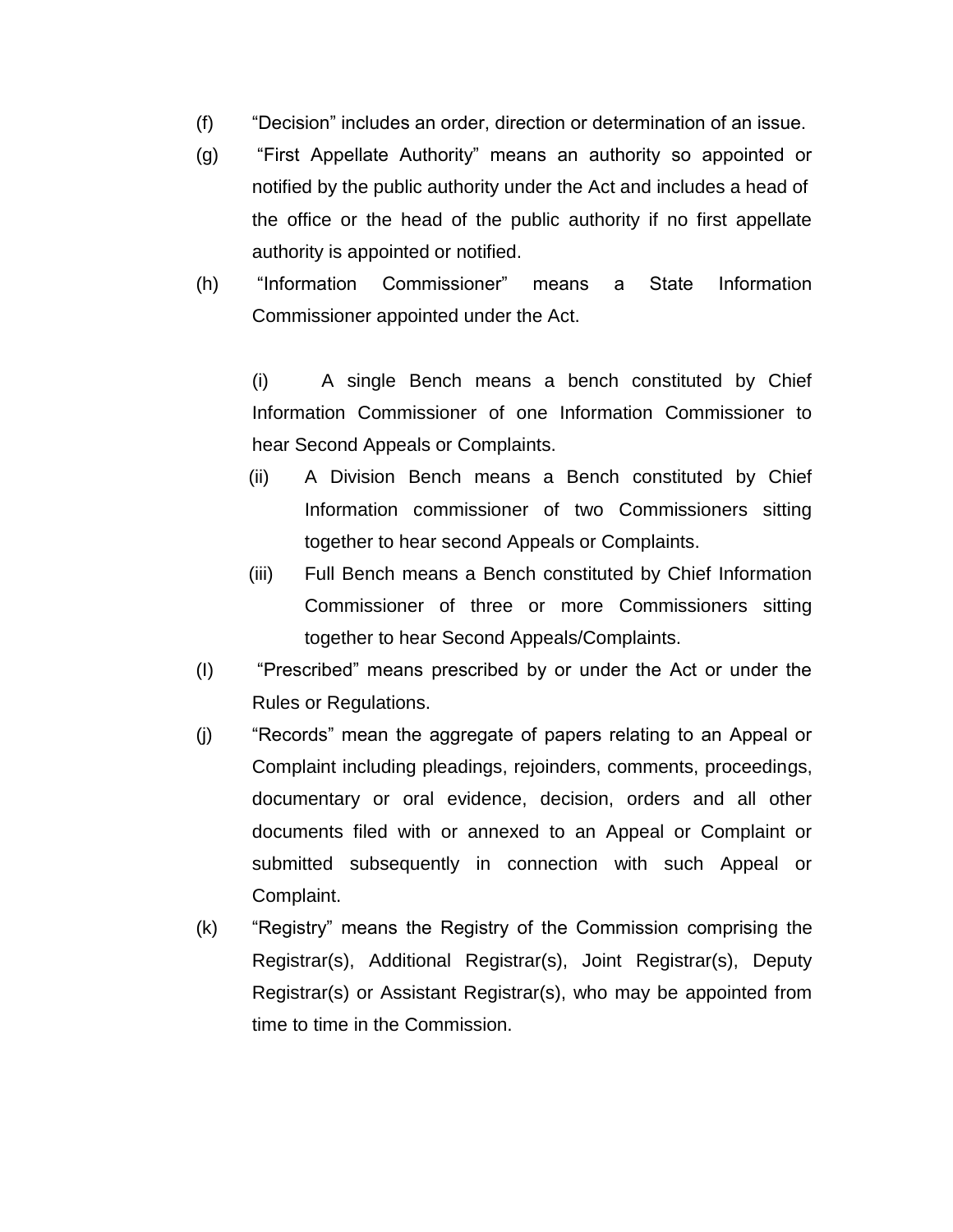(f) “Decision” includes an order, direction or determination of an issue.

(g) “First Appellate Authority” means an authority so appointed or notified by the public authority under the Act and includes a head of the office or the head of the public authority if no first appellate authority is appointed or notified.

(h) “Information Commissioner” means a State Information Commissioner appointed under the Act.

(i) A single Bench means a bench constituted by Chief Information Commissioner of one Information Commissioner to hear Second Appeals or Complaints.

(ii) A Division Bench means a Bench constituted by Chief Information commissioner of two Commissioners sitting together to hear second Appeals or Complaints.

(iii) Full Bench means a Bench constituted by Chief Information Commissioner of three or more Commissioners sitting together to hear Second Appeals/Complaints.

(I) “Prescribed” means prescribed by or under the Act or under the Rules or Regulations.

(j) “Records” mean the aggregate of papers relating to an Appeal or Complaint including pleadings, rejoinders, comments, proceedings, documentary or oral evidence, decision, orders and all other documents filed with or annexed to an Appeal or Complaint or submitted subsequently in connection with such Appeal or Complaint.

(k) “Registry” means the Registry of the Commission comprising the Registrar(s), Additional Registrar(s), Joint Registrar(s), Deputy Registrar(s) or Assistant Registrar(s), who may be appointed from time to time in the Commission.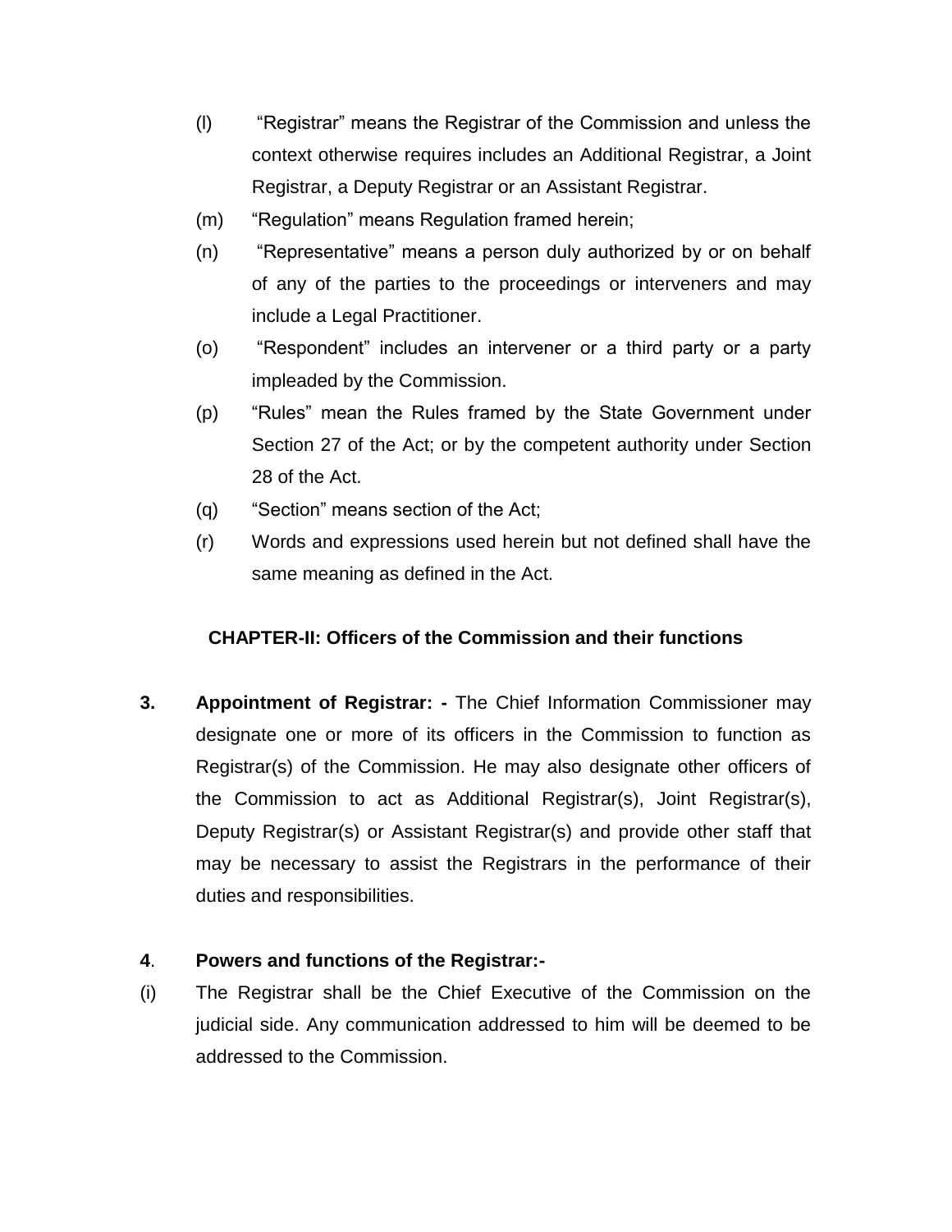(l) "Registrar" means the Registrar of the Commission and unless the context otherwise requires includes an Additional Registrar, a Joint Registrar, a Deputy Registrar or an Assistant Registrar.

(m) "Regulation" means Regulation framed herein;

(n) "Representative" means a person duly authorized by or on behalf of any of the parties to the proceedings or interveners and may include a Legal Practitioner.

(o) "Respondent" includes an intervener or a third party or a party impleaded by the Commission.

(p) "Rules" mean the Rules framed by the State Government under Section 27 of the Act; or by the competent authority under Section 28 of the Act.

(q) "Section" means section of the Act;

(r) Words and expressions used herein but not defined shall have the same meaning as defined in the Act.

## CHAPTER-II: Officers of the Commission and their functions

**3. Appointment of Registrar: -** The Chief Information Commissioner may designate one or more of its officers in the Commission to function as Registrar(s) of the Commission. He may also designate other officers of the Commission to act as Additional Registrar(s), Joint Registrar(s), Deputy Registrar(s) or Assistant Registrar(s) and provide other staff that may be necessary to assist the Registrars in the performance of their duties and responsibilities.

**4. Powers and functions of the Registrar:-**

(i) The Registrar shall be the Chief Executive of the Commission on the judicial side. Any communication addressed to him will be deemed to be addressed to the Commission.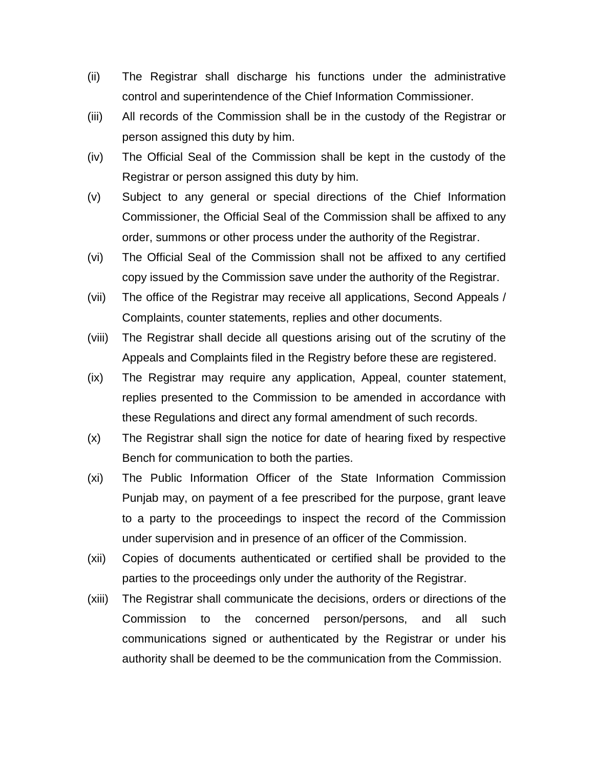(ii) The Registrar shall discharge his functions under the administrative control and superintendence of the Chief Information Commissioner.

(iii) All records of the Commission shall be in the custody of the Registrar or person assigned this duty by him.

(iv) The Official Seal of the Commission shall be kept in the custody of the Registrar or person assigned this duty by him.

(v) Subject to any general or special directions of the Chief Information Commissioner, the Official Seal of the Commission shall be affixed to any order, summons or other process under the authority of the Registrar.

(vi) The Official Seal of the Commission shall not be affixed to any certified copy issued by the Commission save under the authority of the Registrar.

(vii) The office of the Registrar may receive all applications, Second Appeals / Complaints, counter statements, replies and other documents.

(viii) The Registrar shall decide all questions arising out of the scrutiny of the Appeals and Complaints filed in the Registry before these are registered.

(ix) The Registrar may require any application, Appeal, counter statement, replies presented to the Commission to be amended in accordance with these Regulations and direct any formal amendment of such records.

(x) The Registrar shall sign the notice for date of hearing fixed by respective Bench for communication to both the parties.

(xi) The Public Information Officer of the State Information Commission Punjab may, on payment of a fee prescribed for the purpose, grant leave to a party to the proceedings to inspect the record of the Commission under supervision and in presence of an officer of the Commission.

(xii) Copies of documents authenticated or certified shall be provided to the parties to the proceedings only under the authority of the Registrar.

(xiii) The Registrar shall communicate the decisions, orders or directions of the Commission to the concerned person/persons, and all such communications signed or authenticated by the Registrar or under his authority shall be deemed to be the communication from the Commission.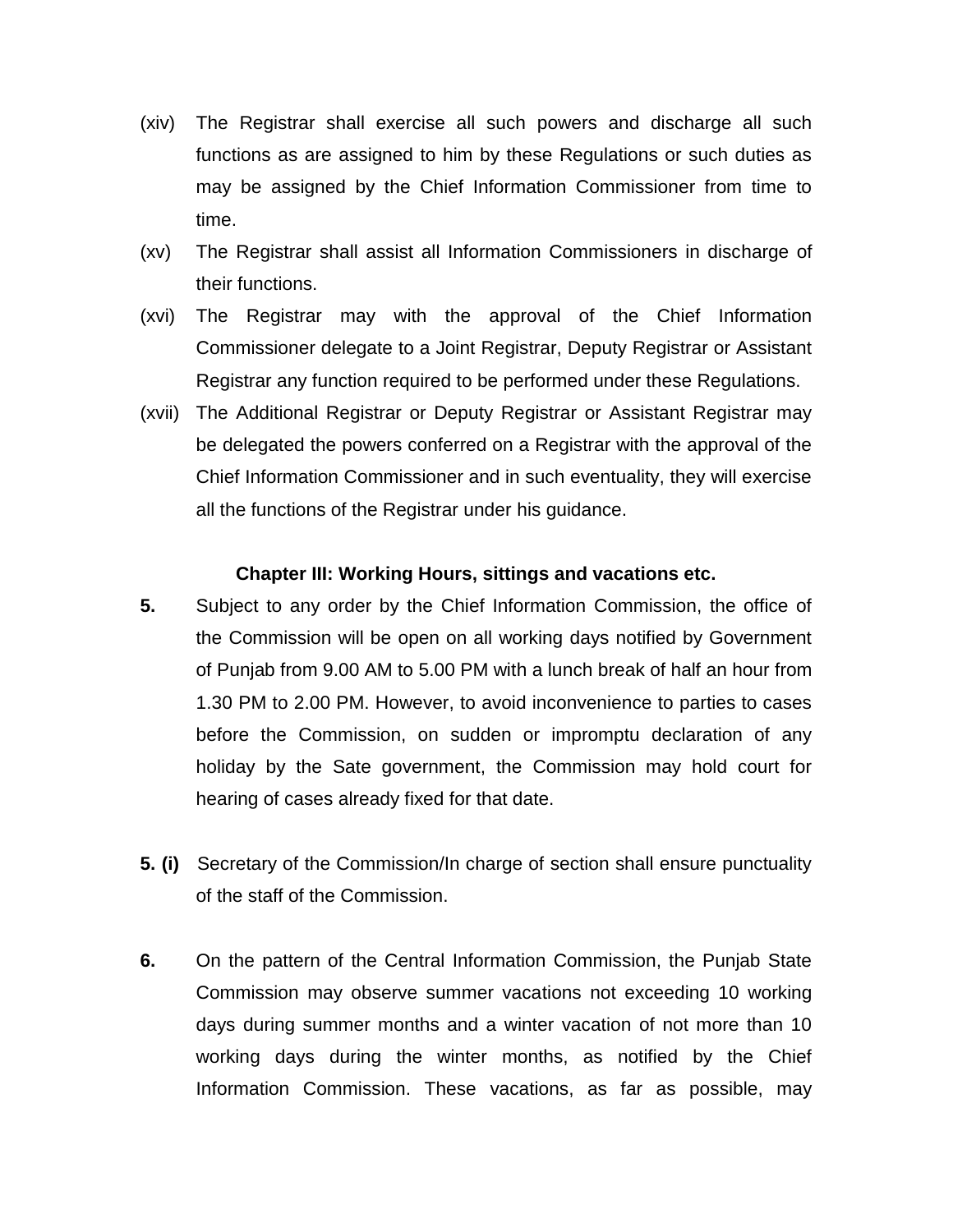(xiv) The Registrar shall exercise all such powers and discharge all such functions as are assigned to him by these Regulations or such duties as may be assigned by the Chief Information Commissioner from time to time.

(xv) The Registrar shall assist all Information Commissioners in discharge of their functions.

(xvi) The Registrar may with the approval of the Chief Information Commissioner delegate to a Joint Registrar, Deputy Registrar or Assistant Registrar any function required to be performed under these Regulations.

(xvii) The Additional Registrar or Deputy Registrar or Assistant Registrar may be delegated the powers conferred on a Registrar with the approval of the Chief Information Commissioner and in such eventuality, they will exercise all the functions of the Registrar under his guidance.

## Chapter III: Working Hours, sittings and vacations etc.

**5.** Subject to any order by the Chief Information Commission, the office of the Commission will be open on all working days notified by Government of Punjab from 9.00 AM to 5.00 PM with a lunch break of half an hour from 1.30 PM to 2.00 PM. However, to avoid inconvenience to parties to cases before the Commission, on sudden or impromptu declaration of any holiday by the Sate government, the Commission may hold court for hearing of cases already fixed for that date.

**5. (i)** Secretary of the Commission/In charge of section shall ensure punctuality of the staff of the Commission.

**6.** On the pattern of the Central Information Commission, the Punjab State Commission may observe summer vacations not exceeding 10 working days during summer months and a winter vacation of not more than 10 working days during the winter months, as notified by the Chief Information Commission. These vacations, as far as possible, may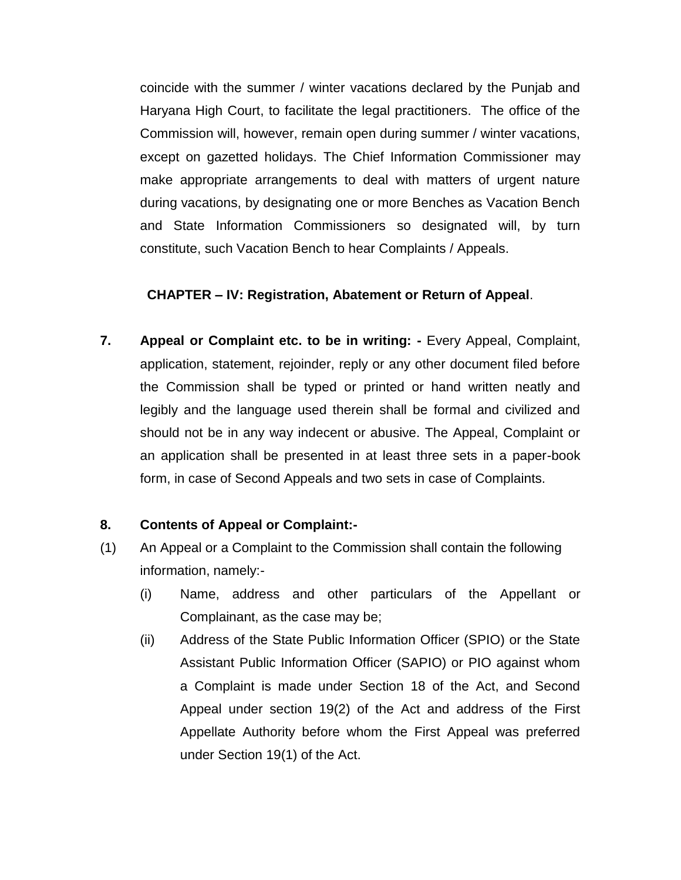coincide with the summer / winter vacations declared by the Punjab and Haryana High Court, to facilitate the legal practitioners. The office of the Commission will, however, remain open during summer / winter vacations, except on gazetted holidays. The Chief Information Commissioner may make appropriate arrangements to deal with matters of urgent nature during vacations, by designating one or more Benches as Vacation Bench and State Information Commissioners so designated will, by turn constitute, such Vacation Bench to hear Complaints / Appeals.

## CHAPTER – IV: Registration, Abatement or Return of Appeal.

**7. Appeal or Complaint etc. to be in writing: -** Every Appeal, Complaint, application, statement, rejoinder, reply or any other document filed before the Commission shall be typed or printed or hand written neatly and legibly and the language used therein shall be formal and civilized and should not be in any way indecent or abusive. The Appeal, Complaint or an application shall be presented in at least three sets in a paper-book form, in case of Second Appeals and two sets in case of Complaints.

**8. Contents of Appeal or Complaint:-**

(1) An Appeal or a Complaint to the Commission shall contain the following information, namely:-

  (i) Name, address and other particulars of the Appellant or Complainant, as the case may be;

  (ii) Address of the State Public Information Officer (SPIO) or the State Assistant Public Information Officer (SAPIO) or PIO against whom a Complaint is made under Section 18 of the Act, and Second Appeal under section 19(2) of the Act and address of the First Appellate Authority before whom the First Appeal was preferred under Section 19(1) of the Act.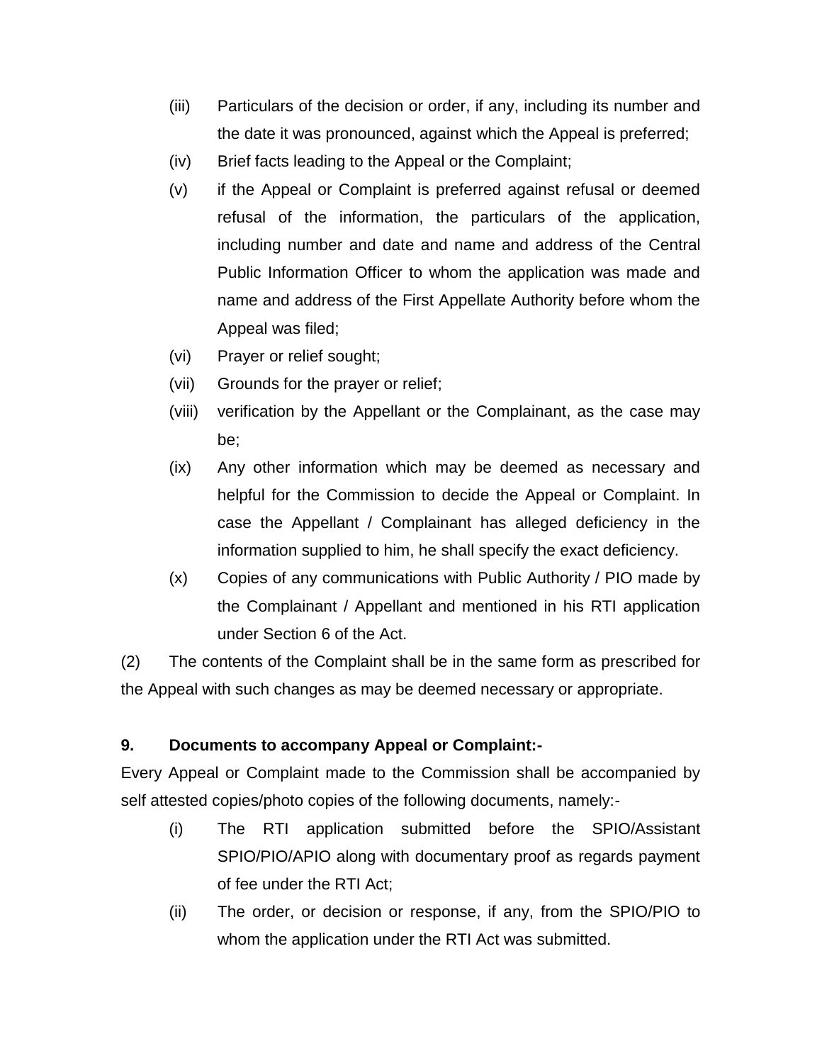(iii) Particulars of the decision or order, if any, including its number and the date it was pronounced, against which the Appeal is preferred;

(iv) Brief facts leading to the Appeal or the Complaint;

(v) if the Appeal or Complaint is preferred against refusal or deemed refusal of the information, the particulars of the application, including number and date and name and address of the Central Public Information Officer to whom the application was made and name and address of the First Appellate Authority before whom the Appeal was filed;

(vi) Prayer or relief sought;

(vii) Grounds for the prayer or relief;

(viii) verification by the Appellant or the Complainant, as the case may be;

(ix) Any other information which may be deemed as necessary and helpful for the Commission to decide the Appeal or Complaint. In case the Appellant / Complainant has alleged deficiency in the information supplied to him, he shall specify the exact deficiency.

(x) Copies of any communications with Public Authority / PIO made by the Complainant / Appellant and mentioned in his RTI application under Section 6 of the Act.

(2) The contents of the Complaint shall be in the same form as prescribed for the Appeal with such changes as may be deemed necessary or appropriate.

**9. Documents to accompany Appeal or Complaint:-**

Every Appeal or Complaint made to the Commission shall be accompanied by self attested copies/photo copies of the following documents, namely:-

(i) The RTI application submitted before the SPIO/Assistant SPIO/PIO/APIO along with documentary proof as regards payment of fee under the RTI Act;

(ii) The order, or decision or response, if any, from the SPIO/PIO to whom the application under the RTI Act was submitted.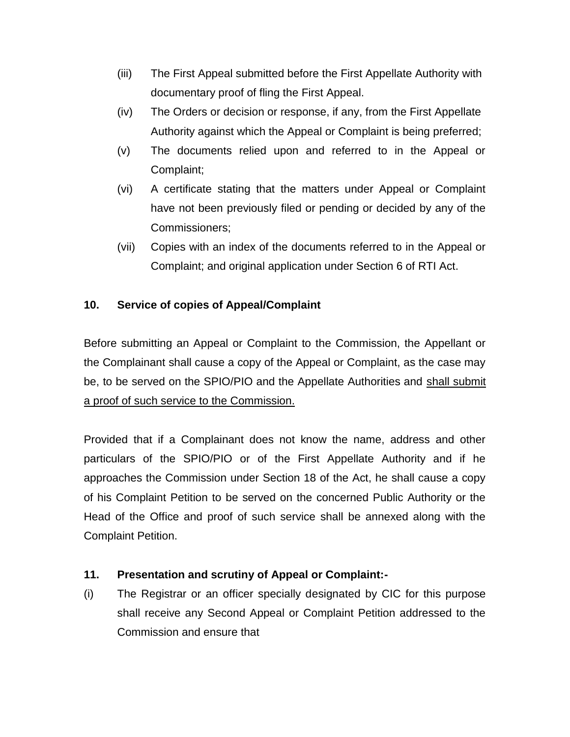(iii) The First Appeal submitted before the First Appellate Authority with documentary proof of fling the First Appeal.

(iv) The Orders or decision or response, if any, from the First Appellate Authority against which the Appeal or Complaint is being preferred;

(v) The documents relied upon and referred to in the Appeal or Complaint;

(vi) A certificate stating that the matters under Appeal or Complaint have not been previously filed or pending or decided by any of the Commissioners;

(vii) Copies with an index of the documents referred to in the Appeal or Complaint; and original application under Section 6 of RTI Act.

**10. Service of copies of Appeal/Complaint**

Before submitting an Appeal or Complaint to the Commission, the Appellant or the Complainant shall cause a copy of the Appeal or Complaint, as the case may be, to be served on the SPIO/PIO and the Appellate Authorities and <u>shall submit a proof of such service to the Commission.</u>

Provided that if a Complainant does not know the name, address and other particulars of the SPIO/PIO or of the First Appellate Authority and if he approaches the Commission under Section 18 of the Act, he shall cause a copy of his Complaint Petition to be served on the concerned Public Authority or the Head of the Office and proof of such service shall be annexed along with the Complaint Petition.

**11. Presentation and scrutiny of Appeal or Complaint:-**

(i) The Registrar or an officer specially designated by CIC for this purpose shall receive any Second Appeal or Complaint Petition addressed to the Commission and ensure that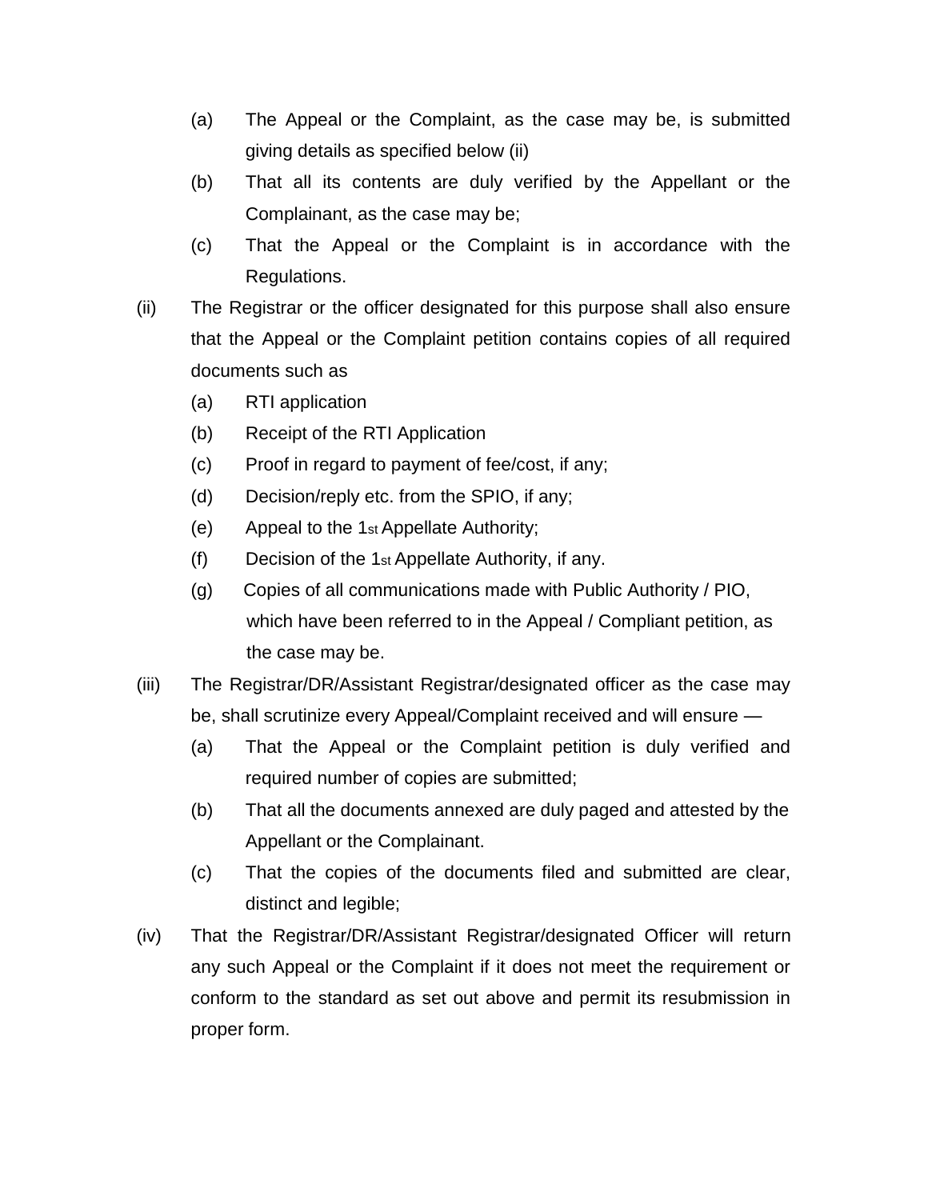(a) The Appeal or the Complaint, as the case may be, is submitted giving details as specified below (ii)

(b) That all its contents are duly verified by the Appellant or the Complainant, as the case may be;

(c) That the Appeal or the Complaint is in accordance with the Regulations.

(ii) The Registrar or the officer designated for this purpose shall also ensure that the Appeal or the Complaint petition contains copies of all required documents such as

(a) RTI application

(b) Receipt of the RTI Application

(c) Proof in regard to payment of fee/cost, if any;

(d) Decision/reply etc. from the SPIO, if any;

(e) Appeal to the 1st Appellate Authority;

(f) Decision of the 1st Appellate Authority, if any.

(g) Copies of all communications made with Public Authority / PIO, which have been referred to in the Appeal / Compliant petition, as the case may be.

(iii) The Registrar/DR/Assistant Registrar/designated officer as the case may be, shall scrutinize every Appeal/Complaint received and will ensure —

(a) That the Appeal or the Complaint petition is duly verified and required number of copies are submitted;

(b) That all the documents annexed are duly paged and attested by the Appellant or the Complainant.

(c) That the copies of the documents filed and submitted are clear, distinct and legible;

(iv) That the Registrar/DR/Assistant Registrar/designated Officer will return any such Appeal or the Complaint if it does not meet the requirement or conform to the standard as set out above and permit its resubmission in proper form.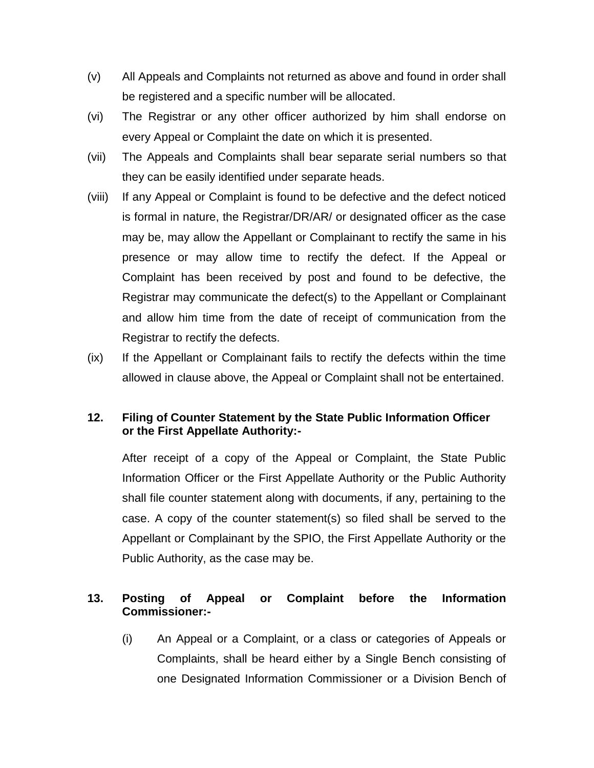(v) All Appeals and Complaints not returned as above and found in order shall be registered and a specific number will be allocated.

(vi) The Registrar or any other officer authorized by him shall endorse on every Appeal or Complaint the date on which it is presented.

(vii) The Appeals and Complaints shall bear separate serial numbers so that they can be easily identified under separate heads.

(viii) If any Appeal or Complaint is found to be defective and the defect noticed is formal in nature, the Registrar/DR/AR/ or designated officer as the case may be, may allow the Appellant or Complainant to rectify the same in his presence or may allow time to rectify the defect. If the Appeal or Complaint has been received by post and found to be defective, the Registrar may communicate the defect(s) to the Appellant or Complainant and allow him time from the date of receipt of communication from the Registrar to rectify the defects.

(ix) If the Appellant or Complainant fails to rectify the defects within the time allowed in clause above, the Appeal or Complaint shall not be entertained.

**12. Filing of Counter Statement by the State Public Information Officer or the First Appellate Authority:-**

After receipt of a copy of the Appeal or Complaint, the State Public Information Officer or the First Appellate Authority or the Public Authority shall file counter statement along with documents, if any, pertaining to the case. A copy of the counter statement(s) so filed shall be served to the Appellant or Complainant by the SPIO, the First Appellate Authority or the Public Authority, as the case may be.

**13. Posting of Appeal or Complaint before the Information Commissioner:-**

(i) An Appeal or a Complaint, or a class or categories of Appeals or Complaints, shall be heard either by a Single Bench consisting of one Designated Information Commissioner or a Division Bench of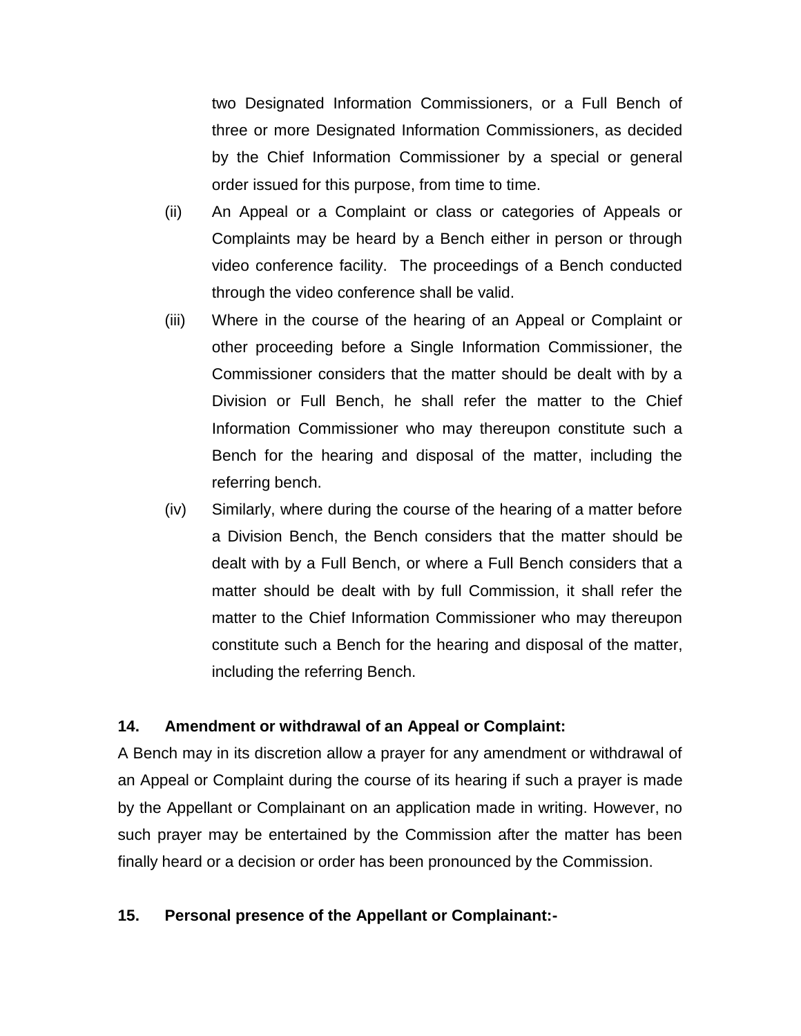two Designated Information Commissioners, or a Full Bench of three or more Designated Information Commissioners, as decided by the Chief Information Commissioner by a special or general order issued for this purpose, from time to time.

(ii) An Appeal or a Complaint or class or categories of Appeals or Complaints may be heard by a Bench either in person or through video conference facility. The proceedings of a Bench conducted through the video conference shall be valid.

(iii) Where in the course of the hearing of an Appeal or Complaint or other proceeding before a Single Information Commissioner, the Commissioner considers that the matter should be dealt with by a Division or Full Bench, he shall refer the matter to the Chief Information Commissioner who may thereupon constitute such a Bench for the hearing and disposal of the matter, including the referring bench.

(iv) Similarly, where during the course of the hearing of a matter before a Division Bench, the Bench considers that the matter should be dealt with by a Full Bench, or where a Full Bench considers that a matter should be dealt with by full Commission, it shall refer the matter to the Chief Information Commissioner who may thereupon constitute such a Bench for the hearing and disposal of the matter, including the referring Bench.

**14. Amendment or withdrawal of an Appeal or Complaint:**

A Bench may in its discretion allow a prayer for any amendment or withdrawal of an Appeal or Complaint during the course of its hearing if such a prayer is made by the Appellant or Complainant on an application made in writing. However, no such prayer may be entertained by the Commission after the matter has been finally heard or a decision or order has been pronounced by the Commission.

**15. Personal presence of the Appellant or Complainant:-**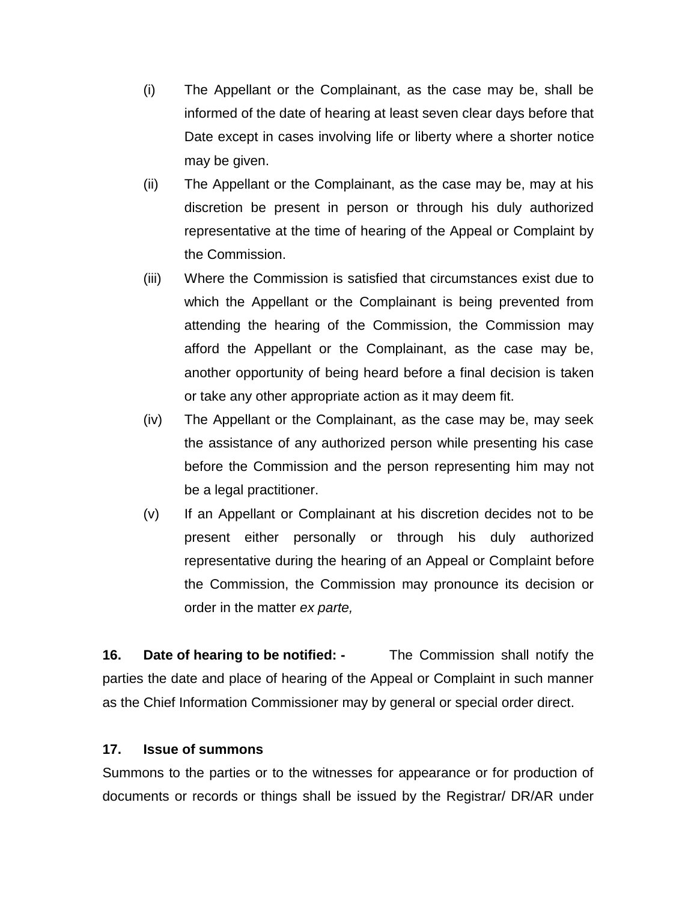(i) The Appellant or the Complainant, as the case may be, shall be informed of the date of hearing at least seven clear days before that Date except in cases involving life or liberty where a shorter notice may be given.

(ii) The Appellant or the Complainant, as the case may be, may at his discretion be present in person or through his duly authorized representative at the time of hearing of the Appeal or Complaint by the Commission.

(iii) Where the Commission is satisfied that circumstances exist due to which the Appellant or the Complainant is being prevented from attending the hearing of the Commission, the Commission may afford the Appellant or the Complainant, as the case may be, another opportunity of being heard before a final decision is taken or take any other appropriate action as it may deem fit.

(iv) The Appellant or the Complainant, as the case may be, may seek the assistance of any authorized person while presenting his case before the Commission and the person representing him may not be a legal practitioner.

(v) If an Appellant or Complainant at his discretion decides not to be present either personally or through his duly authorized representative during the hearing of an Appeal or Complaint before the Commission, the Commission may pronounce its decision or order in the matter *ex parte,*

**16. Date of hearing to be notified: -** The Commission shall notify the parties the date and place of hearing of the Appeal or Complaint in such manner as the Chief Information Commissioner may by general or special order direct.

**17. Issue of summons**

Summons to the parties or to the witnesses for appearance or for production of documents or records or things shall be issued by the Registrar/ DR/AR under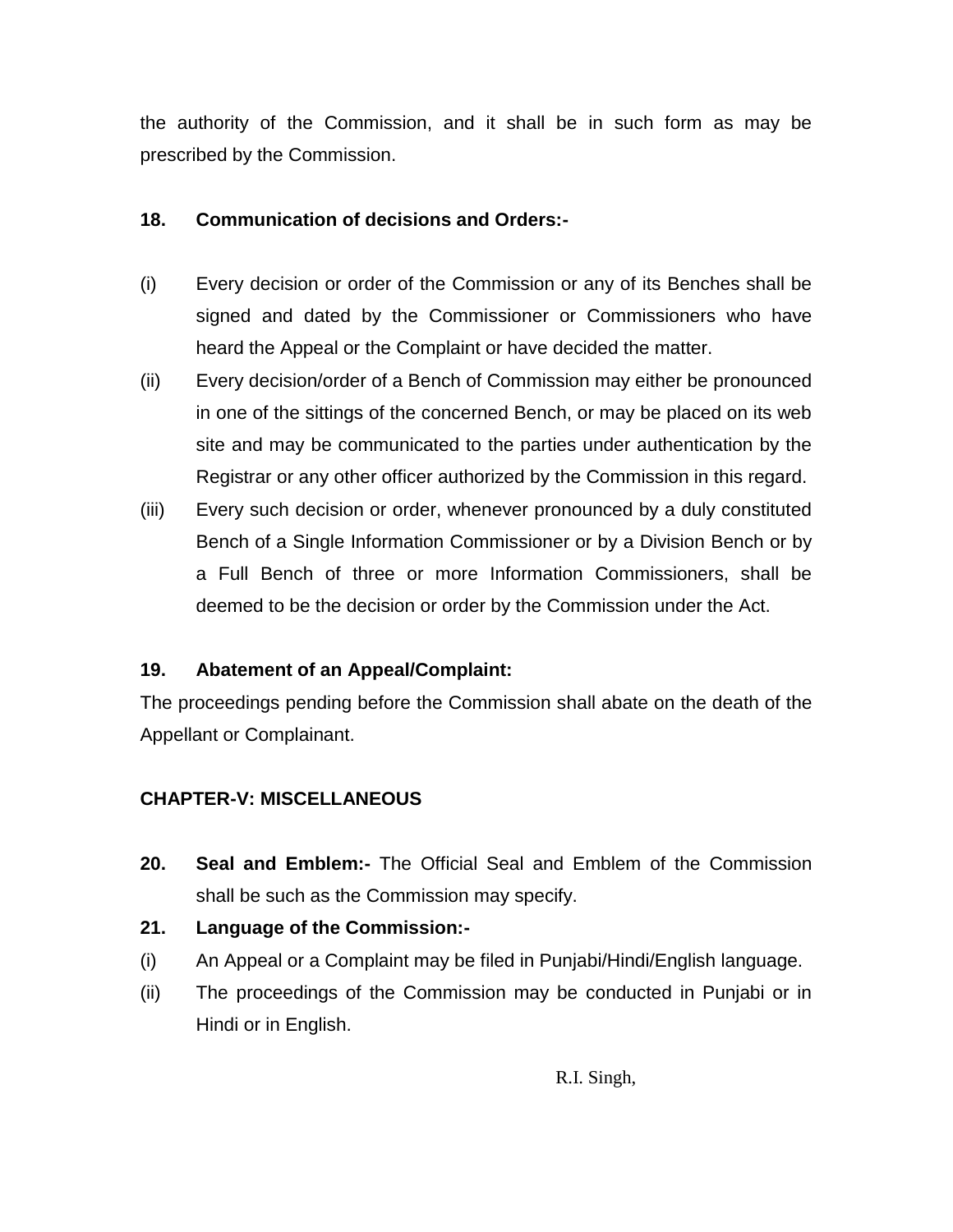the authority of the Commission, and it shall be in such form as may be prescribed by the Commission.

**18. Communication of decisions and Orders:-**

(i) Every decision or order of the Commission or any of its Benches shall be signed and dated by the Commissioner or Commissioners who have heard the Appeal or the Complaint or have decided the matter.

(ii) Every decision/order of a Bench of Commission may either be pronounced in one of the sittings of the concerned Bench, or may be placed on its web site and may be communicated to the parties under authentication by the Registrar or any other officer authorized by the Commission in this regard.

(iii) Every such decision or order, whenever pronounced by a duly constituted Bench of a Single Information Commissioner or by a Division Bench or by a Full Bench of three or more Information Commissioners, shall be deemed to be the decision or order by the Commission under the Act.

**19. Abatement of an Appeal/Complaint:**

The proceedings pending before the Commission shall abate on the death of the Appellant or Complainant.

**CHAPTER-V: MISCELLANEOUS**

**20. Seal and Emblem:-** The Official Seal and Emblem of the Commission shall be such as the Commission may specify.

**21. Language of the Commission:-**

(i) An Appeal or a Complaint may be filed in Punjabi/Hindi/English language.

(ii) The proceedings of the Commission may be conducted in Punjabi or in Hindi or in English.

R.I. Singh,